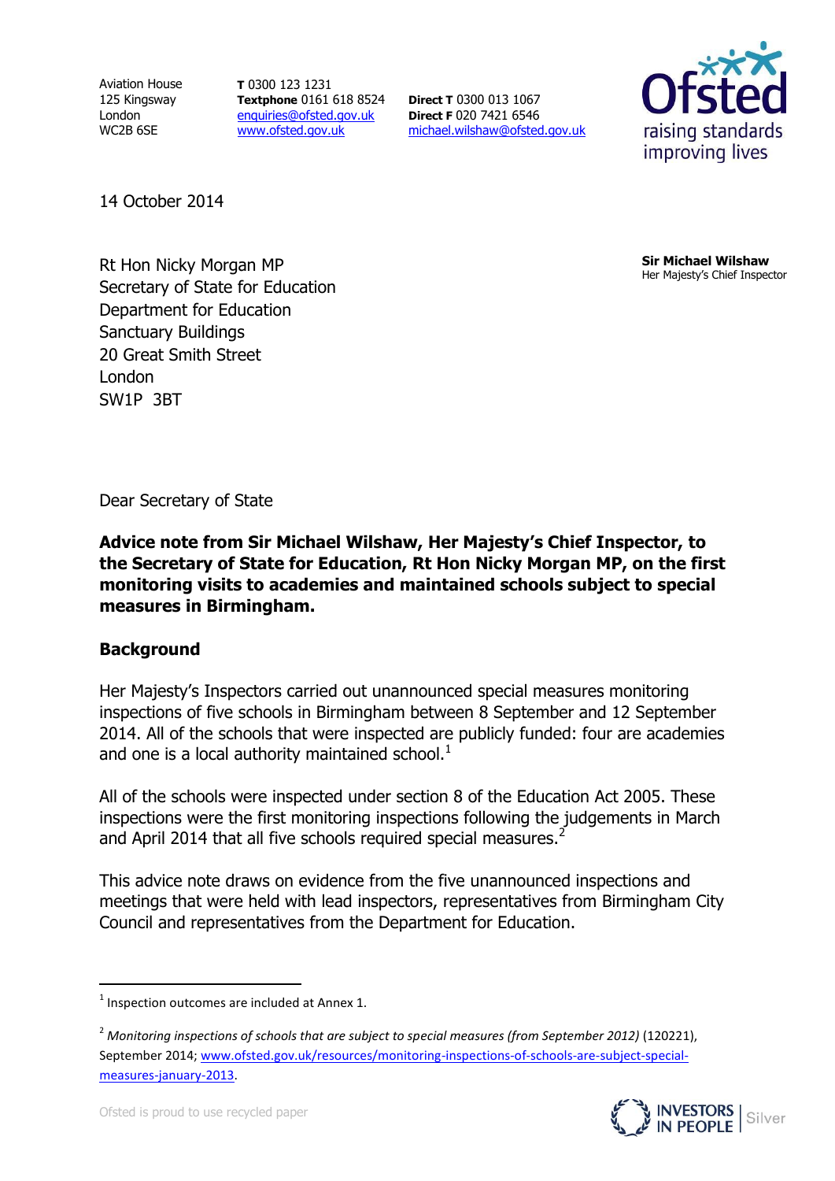Aviation House
125 Kingsway
London
WC2B 6SE

**T** 0300 123 1231
**Textphone** 0161 618 8524
enquiries@ofsted.gov.uk
www.ofsted.gov.uk

**Direct T** 0300 013 1067
**Direct F** 020 7421 6546
michael.wilshaw@ofsted.gov.uk

Ofsted
raising standards
improving lives

14 October 2014

**Sir Michael Wilshaw**
Her Majesty's Chief Inspector

Rt Hon Nicky Morgan MP
Secretary of State for Education
Department for Education
Sanctuary Buildings
20 Great Smith Street
London
SW1P 3BT

Dear Secretary of State

**Advice note from Sir Michael Wilshaw, Her Majesty's Chief Inspector, to the Secretary of State for Education, Rt Hon Nicky Morgan MP, on the first monitoring visits to academies and maintained schools subject to special measures in Birmingham.**

## Background

Her Majesty's Inspectors carried out unannounced special measures monitoring inspections of five schools in Birmingham between 8 September and 12 September 2014. All of the schools that were inspected are publicly funded: four are academies and one is a local authority maintained school.[1]

All of the schools were inspected under section 8 of the Education Act 2005. These inspections were the first monitoring inspections following the judgements in March and April 2014 that all five schools required special measures.[2]

This advice note draws on evidence from the five unannounced inspections and meetings that were held with lead inspectors, representatives from Birmingham City Council and representatives from the Department for Education.

---

[1] Inspection outcomes are included at Annex 1.

[2] *Monitoring inspections of schools that are subject to special measures (from September 2012)* (120221), September 2014; www.ofsted.gov.uk/resources/monitoring-inspections-of-schools-are-subject-special-measures-january-2013.

Ofsted is proud to use recycled paper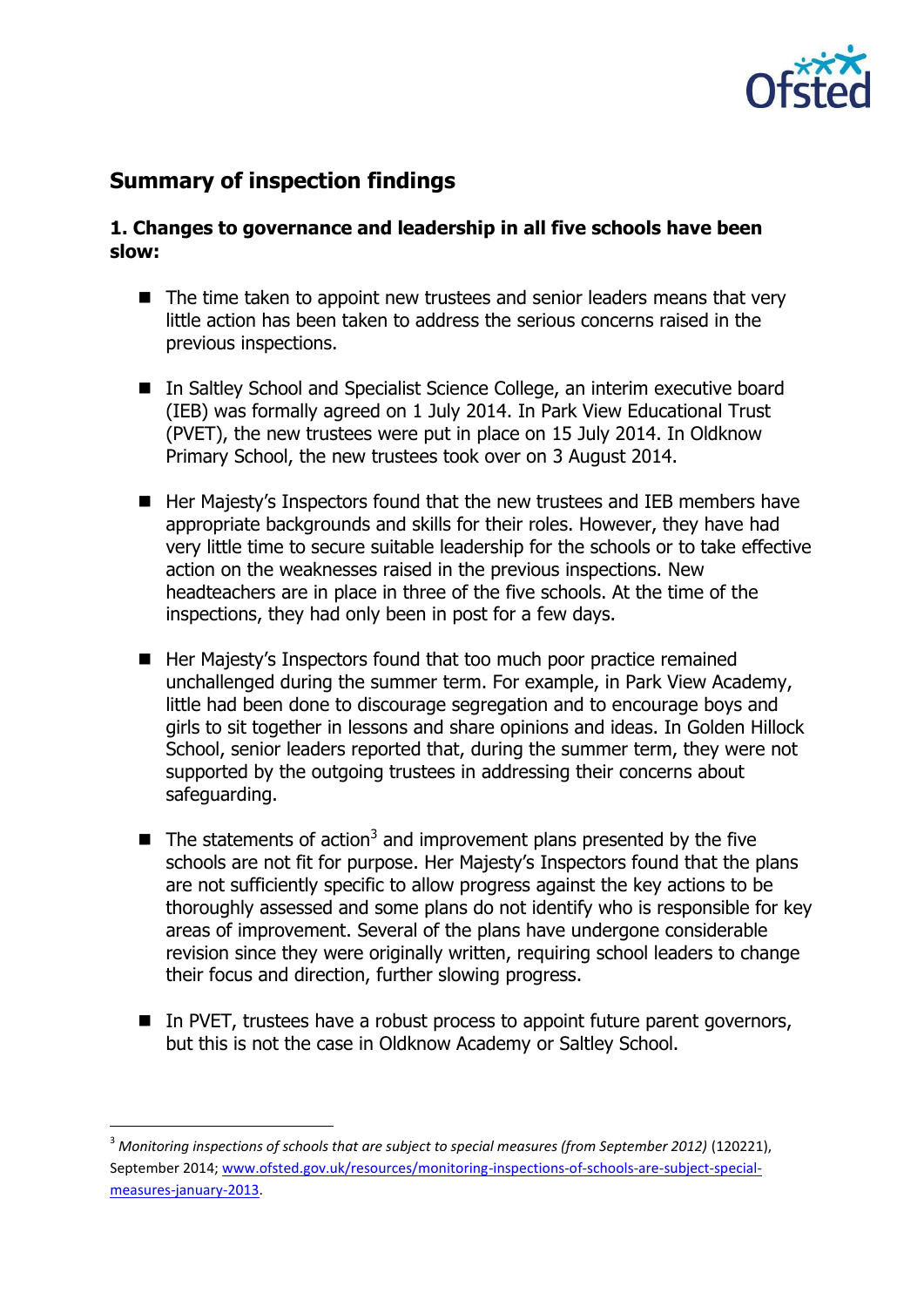## Summary of inspection findings

### 1. Changes to governance and leadership in all five schools have been slow:

- The time taken to appoint new trustees and senior leaders means that very little action has been taken to address the serious concerns raised in the previous inspections.
- In Saltley School and Specialist Science College, an interim executive board (IEB) was formally agreed on 1 July 2014. In Park View Educational Trust (PVET), the new trustees were put in place on 15 July 2014. In Oldknow Primary School, the new trustees took over on 3 August 2014.
- Her Majesty's Inspectors found that the new trustees and IEB members have appropriate backgrounds and skills for their roles. However, they have had very little time to secure suitable leadership for the schools or to take effective action on the weaknesses raised in the previous inspections. New headteachers are in place in three of the five schools. At the time of the inspections, they had only been in post for a few days.
- Her Majesty's Inspectors found that too much poor practice remained unchallenged during the summer term. For example, in Park View Academy, little had been done to discourage segregation and to encourage boys and girls to sit together in lessons and share opinions and ideas. In Golden Hillock School, senior leaders reported that, during the summer term, they were not supported by the outgoing trustees in addressing their concerns about safeguarding.
- The statements of action[3] and improvement plans presented by the five schools are not fit for purpose. Her Majesty's Inspectors found that the plans are not sufficiently specific to allow progress against the key actions to be thoroughly assessed and some plans do not identify who is responsible for key areas of improvement. Several of the plans have undergone considerable revision since they were originally written, requiring school leaders to change their focus and direction, further slowing progress.
- In PVET, trustees have a robust process to appoint future parent governors, but this is not the case in Oldknow Academy or Saltley School.

---

[3] *Monitoring inspections of schools that are subject to special measures (from September 2012)* (120221), September 2014; www.ofsted.gov.uk/resources/monitoring-inspections-of-schools-are-subject-special-measures-january-2013.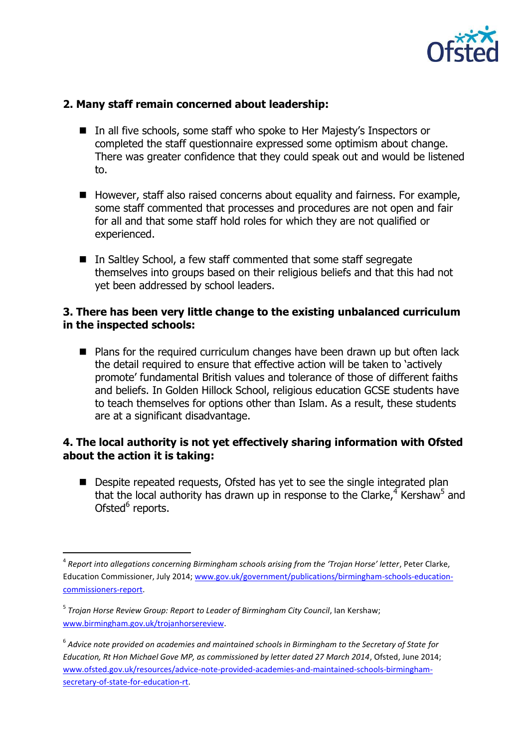**2. Many staff remain concerned about leadership:**

- In all five schools, some staff who spoke to Her Majesty's Inspectors or completed the staff questionnaire expressed some optimism about change. There was greater confidence that they could speak out and would be listened to.

- However, staff also raised concerns about equality and fairness. For example, some staff commented that processes and procedures are not open and fair for all and that some staff hold roles for which they are not qualified or experienced.

- In Saltley School, a few staff commented that some staff segregate themselves into groups based on their religious beliefs and that this had not yet been addressed by school leaders.

**3. There has been very little change to the existing unbalanced curriculum in the inspected schools:**

- Plans for the required curriculum changes have been drawn up but often lack the detail required to ensure that effective action will be taken to 'actively promote' fundamental British values and tolerance of those of different faiths and beliefs. In Golden Hillock School, religious education GCSE students have to teach themselves for options other than Islam. As a result, these students are at a significant disadvantage.

**4. The local authority is not yet effectively sharing information with Ofsted about the action it is taking:**

- Despite repeated requests, Ofsted has yet to see the single integrated plan that the local authority has drawn up in response to the Clarke,[4] Kershaw[5] and Ofsted[6] reports.

---

[4] *Report into allegations concerning Birmingham schools arising from the 'Trojan Horse' letter*, Peter Clarke, Education Commissioner, July 2014; www.gov.uk/government/publications/birmingham-schools-education-commissioners-report.

[5] *Trojan Horse Review Group: Report to Leader of Birmingham City Council*, Ian Kershaw; www.birmingham.gov.uk/trojanhorsereview.

[6] *Advice note provided on academies and maintained schools in Birmingham to the Secretary of State for Education, Rt Hon Michael Gove MP, as commissioned by letter dated 27 March 2014*, Ofsted, June 2014; www.ofsted.gov.uk/resources/advice-note-provided-academies-and-maintained-schools-birmingham-secretary-of-state-for-education-rt.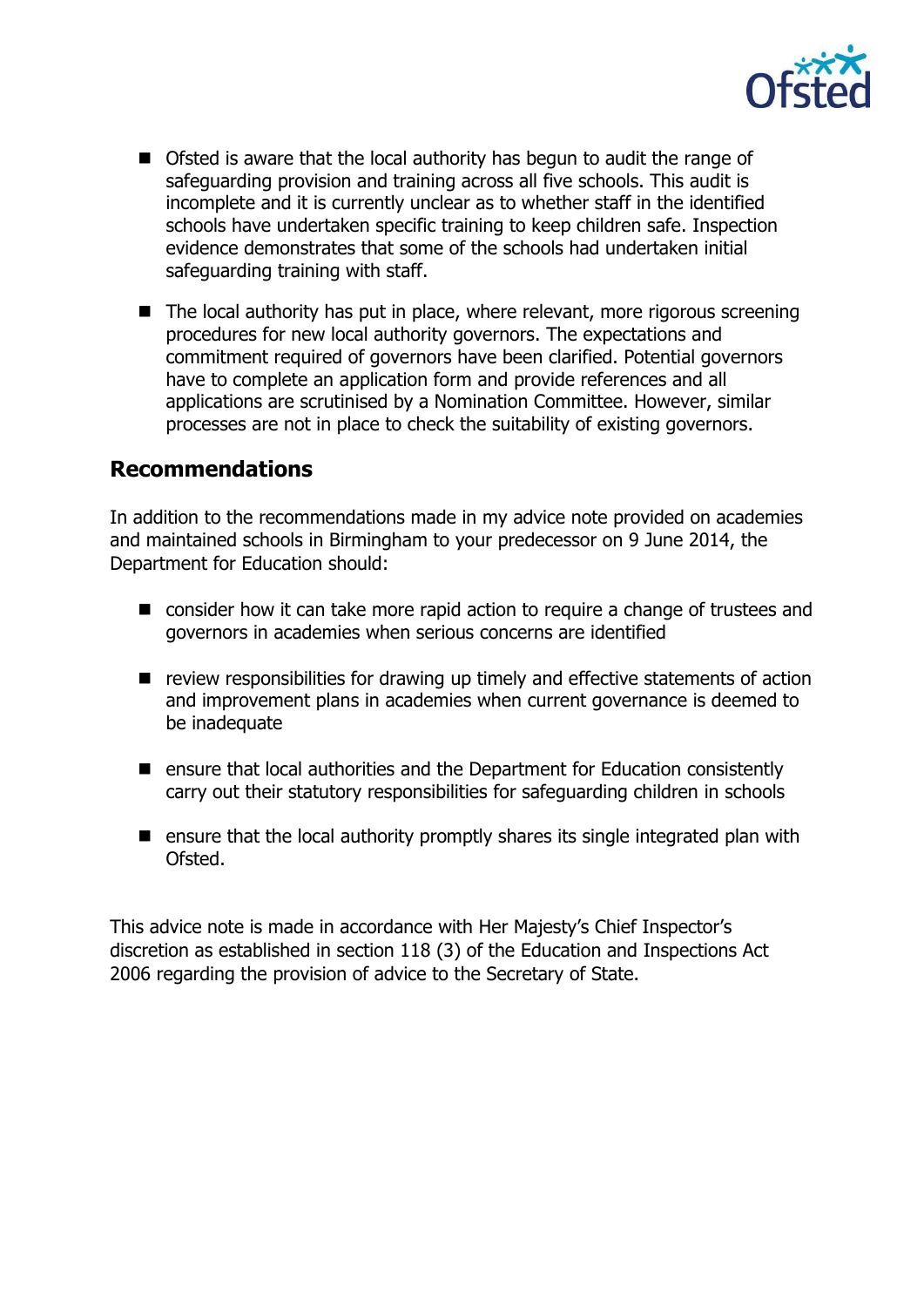- Ofsted is aware that the local authority has begun to audit the range of safeguarding provision and training across all five schools. This audit is incomplete and it is currently unclear as to whether staff in the identified schools have undertaken specific training to keep children safe. Inspection evidence demonstrates that some of the schools had undertaken initial safeguarding training with staff.

- The local authority has put in place, where relevant, more rigorous screening procedures for new local authority governors. The expectations and commitment required of governors have been clarified. Potential governors have to complete an application form and provide references and all applications are scrutinised by a Nomination Committee. However, similar processes are not in place to check the suitability of existing governors.

## Recommendations

In addition to the recommendations made in my advice note provided on academies and maintained schools in Birmingham to your predecessor on 9 June 2014, the Department for Education should:

- consider how it can take more rapid action to require a change of trustees and governors in academies when serious concerns are identified

- review responsibilities for drawing up timely and effective statements of action and improvement plans in academies when current governance is deemed to be inadequate

- ensure that local authorities and the Department for Education consistently carry out their statutory responsibilities for safeguarding children in schools

- ensure that the local authority promptly shares its single integrated plan with Ofsted.

This advice note is made in accordance with Her Majesty's Chief Inspector's discretion as established in section 118 (3) of the Education and Inspections Act 2006 regarding the provision of advice to the Secretary of State.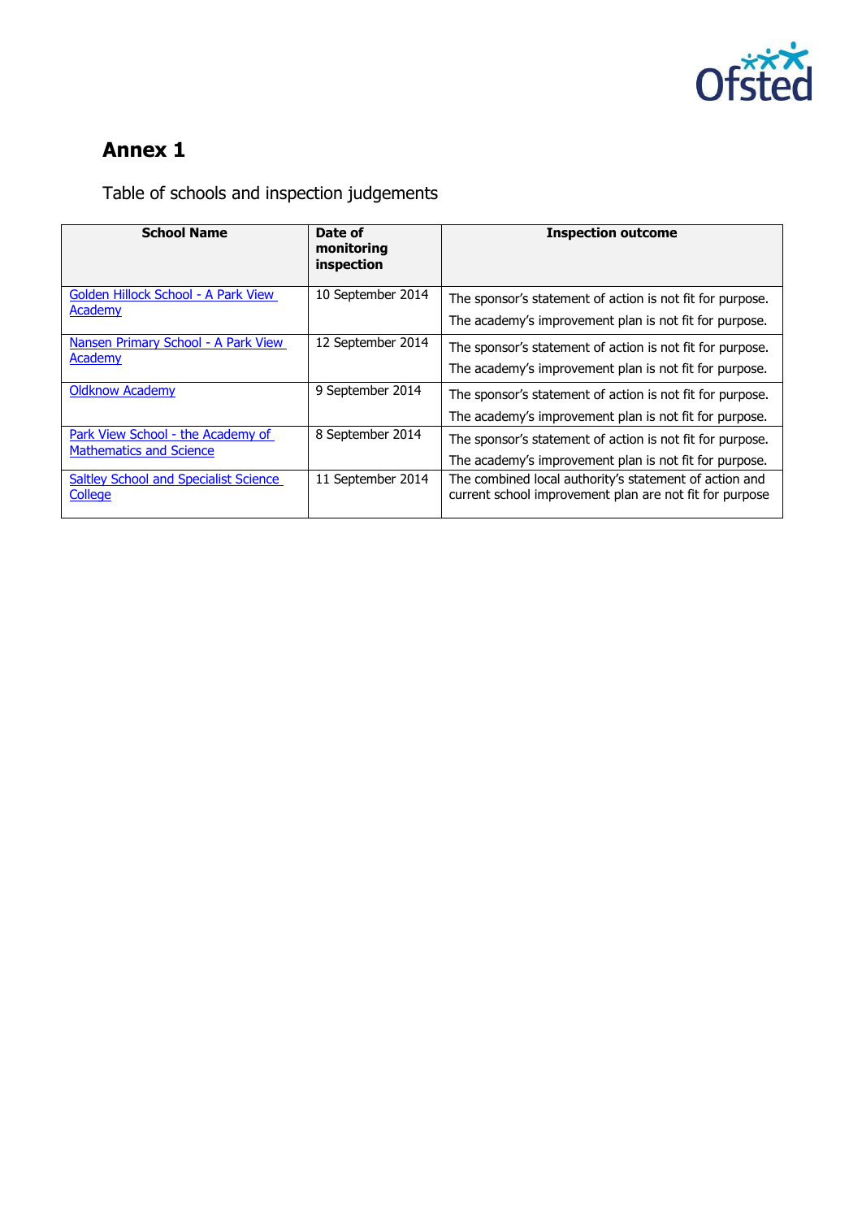# Annex 1

Table of schools and inspection judgements

| School Name | Date of monitoring inspection | Inspection outcome |
|---|---|---|
| Golden Hillock School - A Park View Academy | 10 September 2014 | The sponsor's statement of action is not fit for purpose. The academy's improvement plan is not fit for purpose. |
| Nansen Primary School - A Park View Academy | 12 September 2014 | The sponsor's statement of action is not fit for purpose. The academy's improvement plan is not fit for purpose. |
| Oldknow Academy | 9 September 2014 | The sponsor's statement of action is not fit for purpose. The academy's improvement plan is not fit for purpose. |
| Park View School - the Academy of Mathematics and Science | 8 September 2014 | The sponsor's statement of action is not fit for purpose. The academy's improvement plan is not fit for purpose. |
| Saltley School and Specialist Science College | 11 September 2014 | The combined local authority's statement of action and current school improvement plan are not fit for purpose |